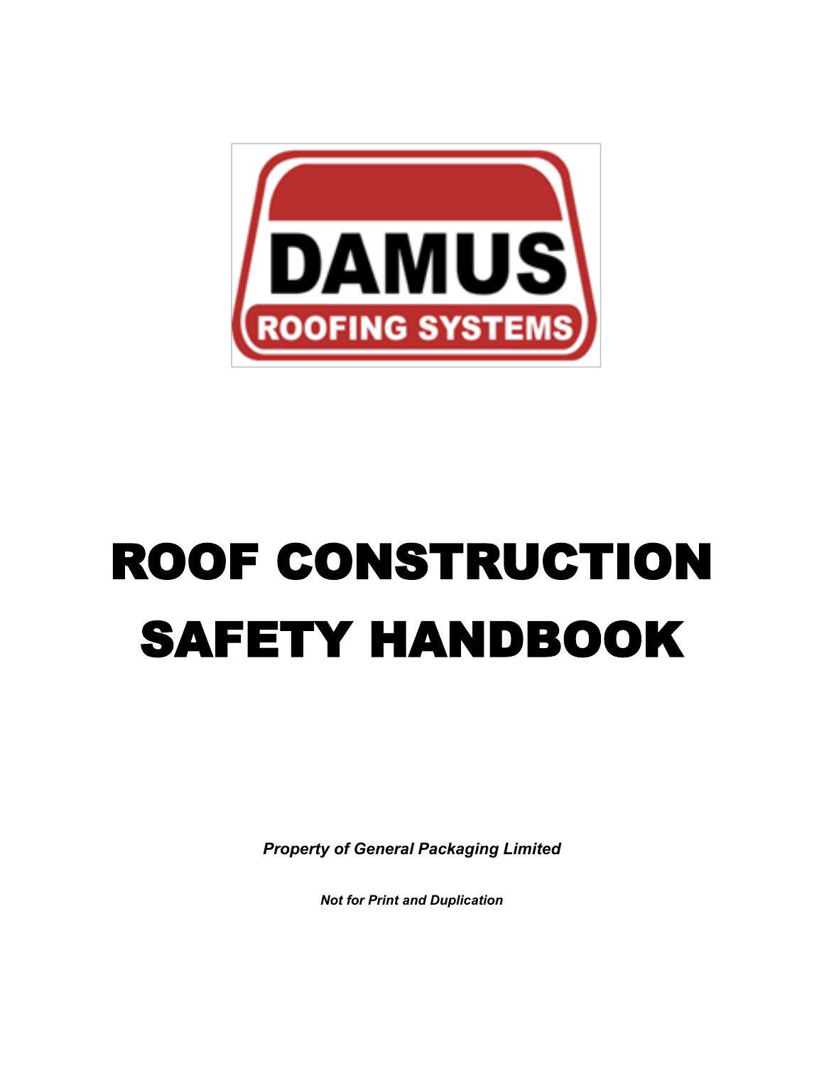DAMUS

ROOFING SYSTEMS

# ROOF CONSTRUCTION SAFETY HANDBOOK

***Property of General Packaging Limited***

***Not for Print and Duplication***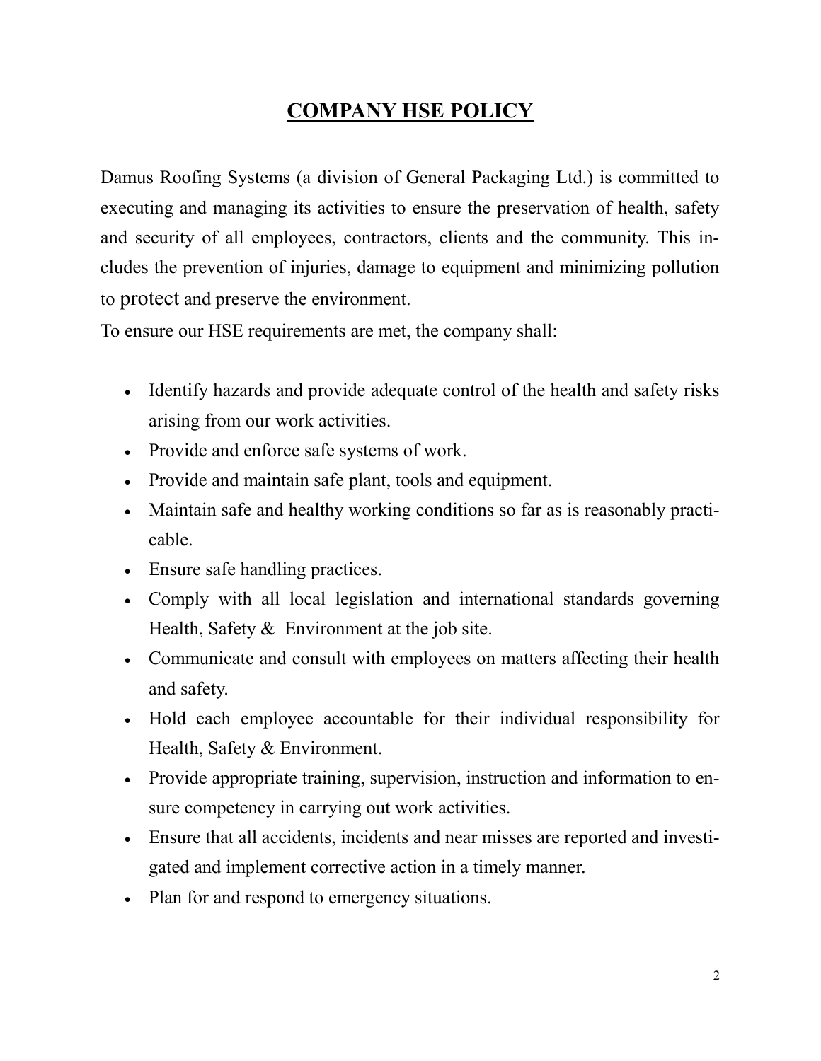# COMPANY HSE POLICY

Damus Roofing Systems (a division of General Packaging Ltd.) is committed to executing and managing its activities to ensure the preservation of health, safety and security of all employees, contractors, clients and the community. This includes the prevention of injuries, damage to equipment and minimizing pollution to protect and preserve the environment.

To ensure our HSE requirements are met, the company shall:

- Identify hazards and provide adequate control of the health and safety risks arising from our work activities.
- Provide and enforce safe systems of work.
- Provide and maintain safe plant, tools and equipment.
- Maintain safe and healthy working conditions so far as is reasonably practicable.
- Ensure safe handling practices.
- Comply with all local legislation and international standards governing Health, Safety & Environment at the job site.
- Communicate and consult with employees on matters affecting their health and safety.
- Hold each employee accountable for their individual responsibility for Health, Safety & Environment.
- Provide appropriate training, supervision, instruction and information to ensure competency in carrying out work activities.
- Ensure that all accidents, incidents and near misses are reported and investigated and implement corrective action in a timely manner.
- Plan for and respond to emergency situations.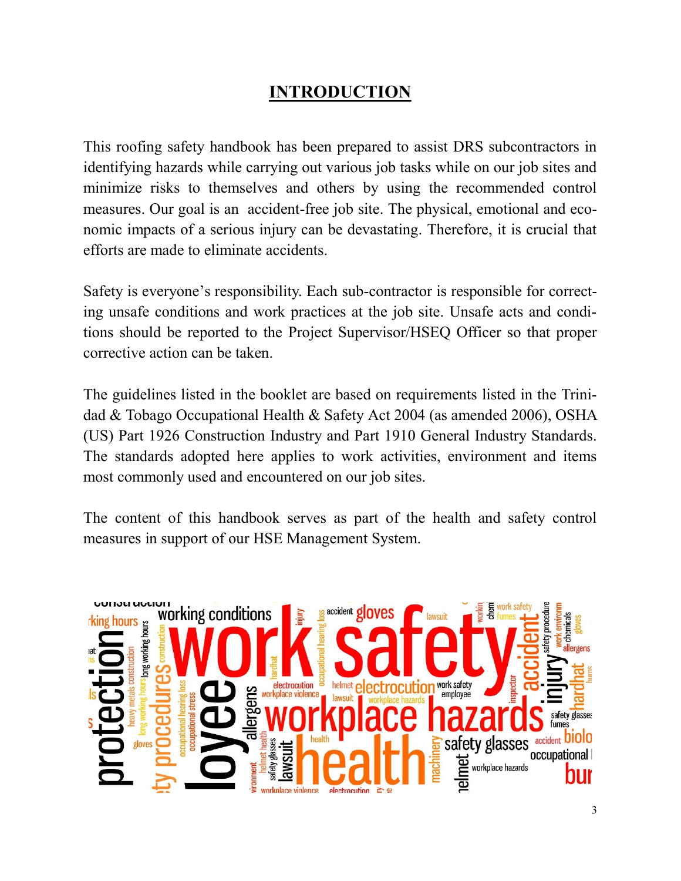# INTRODUCTION

This roofing safety handbook has been prepared to assist DRS subcontractors in identifying hazards while carrying out various job tasks while on our job sites and minimize risks to themselves and others by using the recommended control measures. Our goal is an accident-free job site. The physical, emotional and economic impacts of a serious injury can be devastating. Therefore, it is crucial that efforts are made to eliminate accidents.

Safety is everyone's responsibility. Each sub-contractor is responsible for correcting unsafe conditions and work practices at the job site. Unsafe acts and conditions should be reported to the Project Supervisor/HSEQ Officer so that proper corrective action can be taken.

The guidelines listed in the booklet are based on requirements listed in the Trinidad & Tobago Occupational Health & Safety Act 2004 (as amended 2006), OSHA (US) Part 1926 Construction Industry and Part 1910 General Industry Standards. The standards adopted here applies to work activities, environment and items most commonly used and encountered on our job sites.

The content of this handbook serves as part of the health and safety control measures in support of our HSE Management System.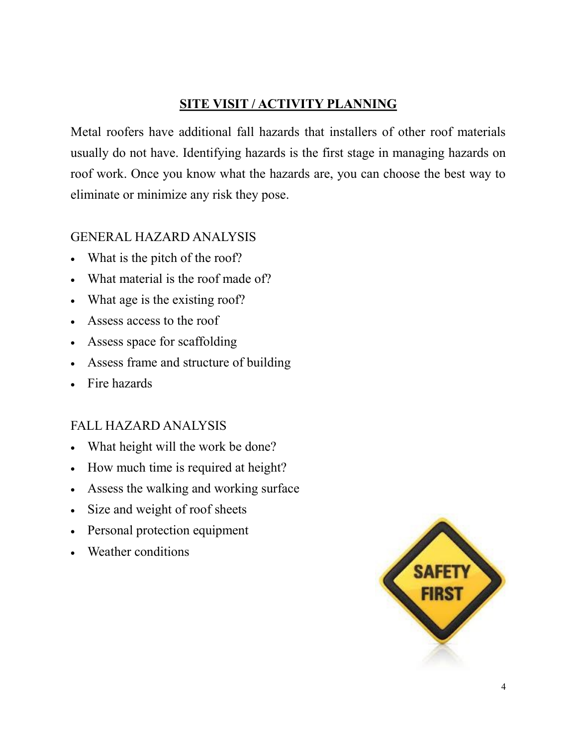## SITE VISIT / ACTIVITY PLANNING

Metal roofers have additional fall hazards that installers of other roof materials usually do not have. Identifying hazards is the first stage in managing hazards on roof work. Once you know what the hazards are, you can choose the best way to eliminate or minimize any risk they pose.

### GENERAL HAZARD ANALYSIS

- What is the pitch of the roof?
- What material is the roof made of?
- What age is the existing roof?
- Assess access to the roof
- Assess space for scaffolding
- Assess frame and structure of building
- Fire hazards

### FALL HAZARD ANALYSIS

- What height will the work be done?
- How much time is required at height?
- Assess the walking and working surface
- Size and weight of roof sheets
- Personal protection equipment
- Weather conditions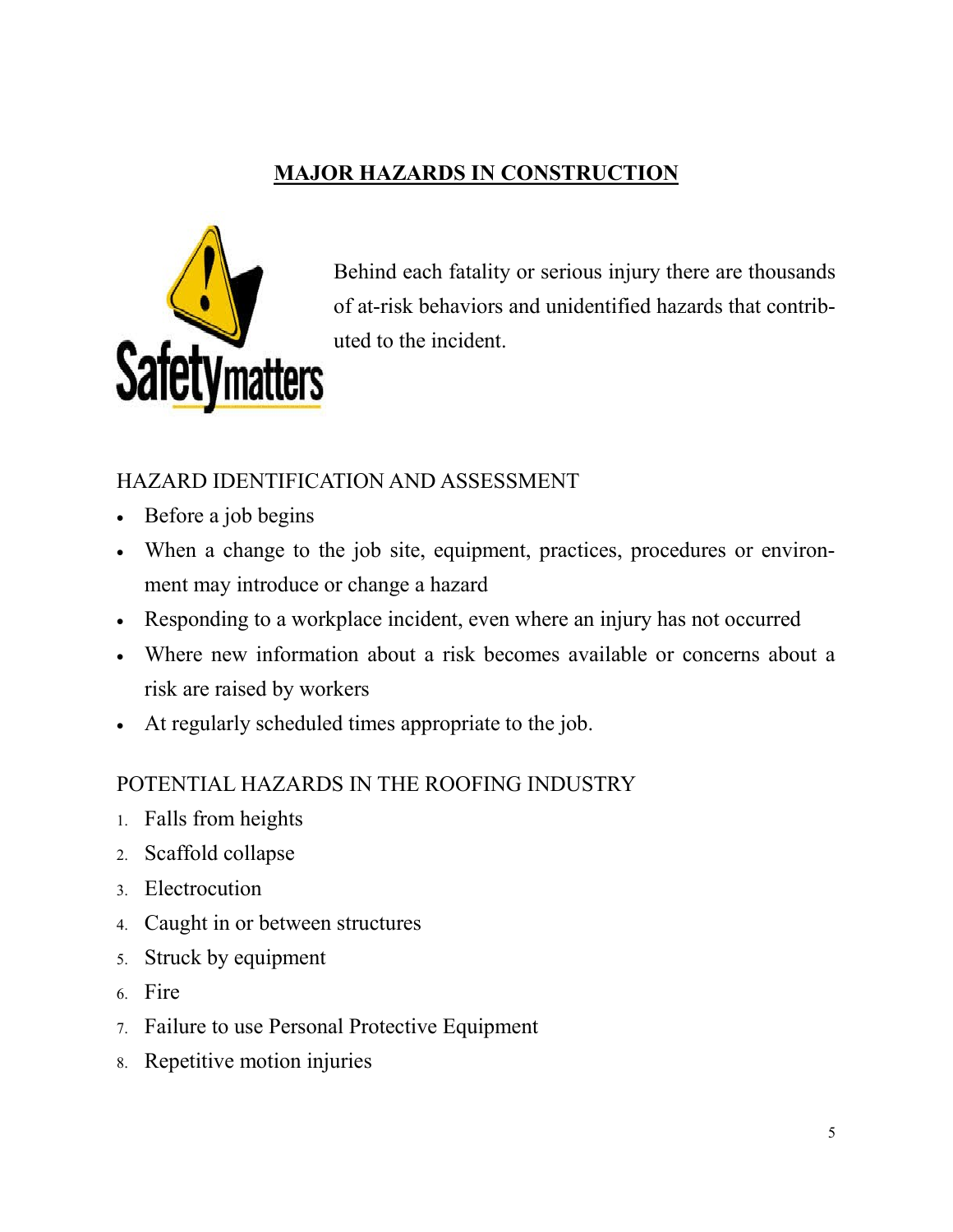# MAJOR HAZARDS IN CONSTRUCTION

Behind each fatality or serious injury there are thousands of at-risk behaviors and unidentified hazards that contributed to the incident.

## HAZARD IDENTIFICATION AND ASSESSMENT

- Before a job begins
- When a change to the job site, equipment, practices, procedures or environment may introduce or change a hazard
- Responding to a workplace incident, even where an injury has not occurred
- Where new information about a risk becomes available or concerns about a risk are raised by workers
- At regularly scheduled times appropriate to the job.

## POTENTIAL HAZARDS IN THE ROOFING INDUSTRY

1. Falls from heights
2. Scaffold collapse
3. Electrocution
4. Caught in or between structures
5. Struck by equipment
6. Fire
7. Failure to use Personal Protective Equipment
8. Repetitive motion injuries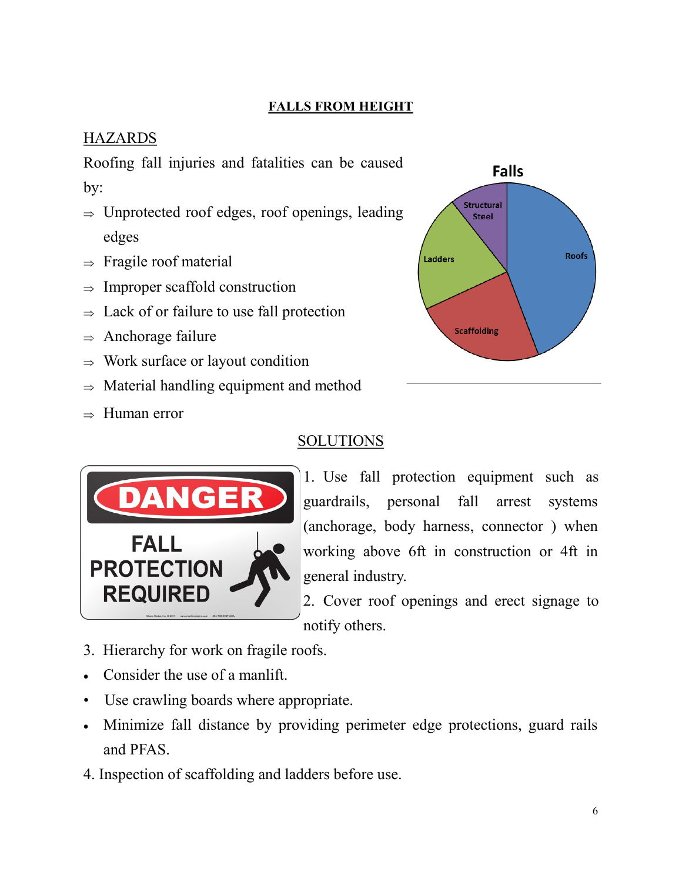# FALLS FROM HEIGHT

## HAZARDS

Roofing fall injuries and fatalities can be caused by:

- ⇒ Unprotected roof edges, roof openings, leading edges
- ⇒ Fragile roof material
- ⇒ Improper scaffold construction
- ⇒ Lack of or failure to use fall protection
- ⇒ Anchorage failure
- ⇒ Work surface or layout condition
- ⇒ Material handling equipment and method
- ⇒ Human error

## SOLUTIONS

1. Use fall protection equipment such as guardrails, personal fall arrest systems (anchorage, body harness, connector ) when working above 6ft in construction or 4ft in general industry.
2. Cover roof openings and erect signage to notify others.
3. Hierarchy for work on fragile roofs.
   - Consider the use of a manlift.
   - Use crawling boards where appropriate.
   - Minimize fall distance by providing perimeter edge protections, guard rails and PFAS.
4. Inspection of scaffolding and ladders before use.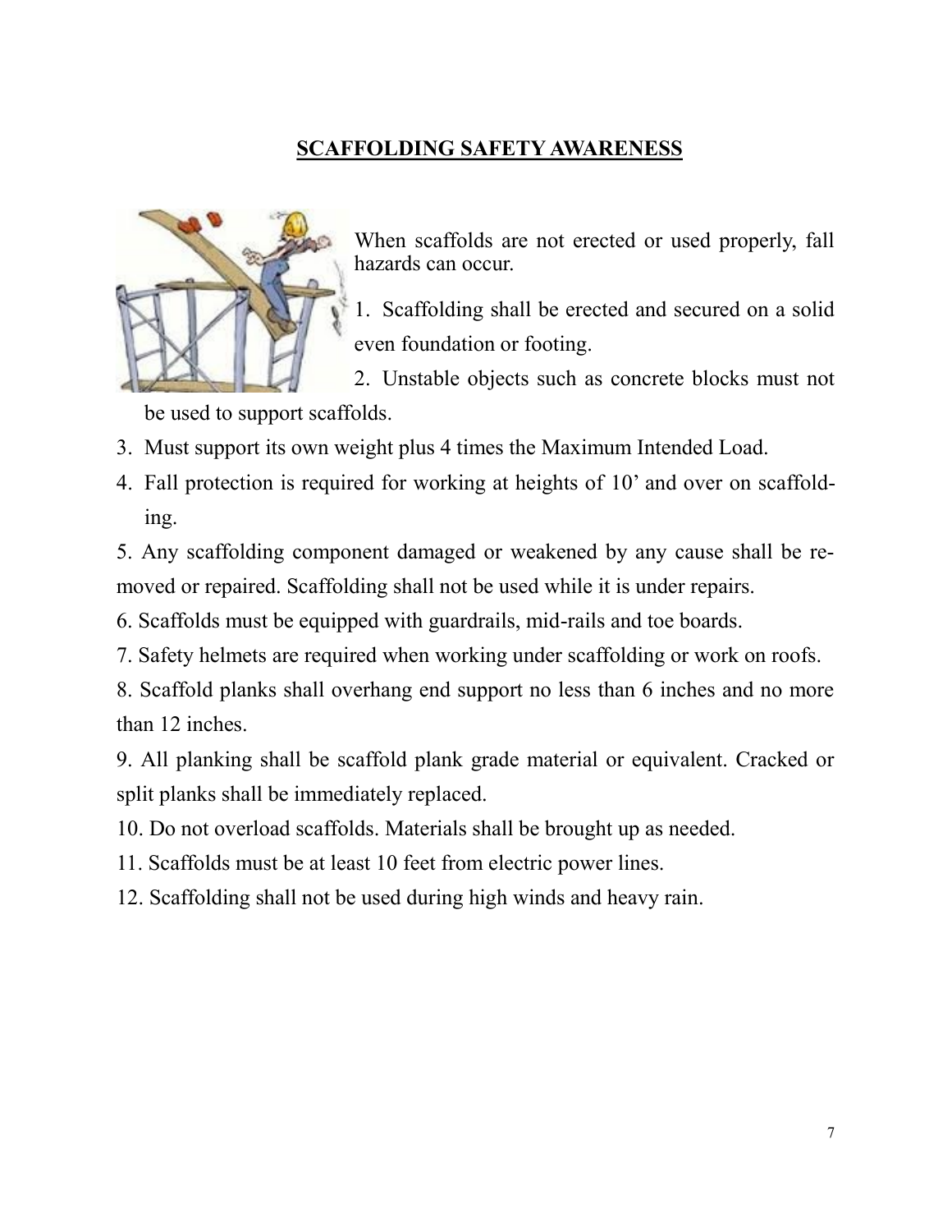## SCAFFOLDING SAFETY AWARENESS

When scaffolds are not erected or used properly, fall hazards can occur.

1. Scaffolding shall be erected and secured on a solid even foundation or footing.
2. Unstable objects such as concrete blocks must not be used to support scaffolds.
3. Must support its own weight plus 4 times the Maximum Intended Load.
4. Fall protection is required for working at heights of 10' and over on scaffolding.
5. Any scaffolding component damaged or weakened by any cause shall be removed or repaired. Scaffolding shall not be used while it is under repairs.
6. Scaffolds must be equipped with guardrails, mid-rails and toe boards.
7. Safety helmets are required when working under scaffolding or work on roofs.
8. Scaffold planks shall overhang end support no less than 6 inches and no more than 12 inches.
9. All planking shall be scaffold plank grade material or equivalent. Cracked or split planks shall be immediately replaced.
10. Do not overload scaffolds. Materials shall be brought up as needed.
11. Scaffolds must be at least 10 feet from electric power lines.
12. Scaffolding shall not be used during high winds and heavy rain.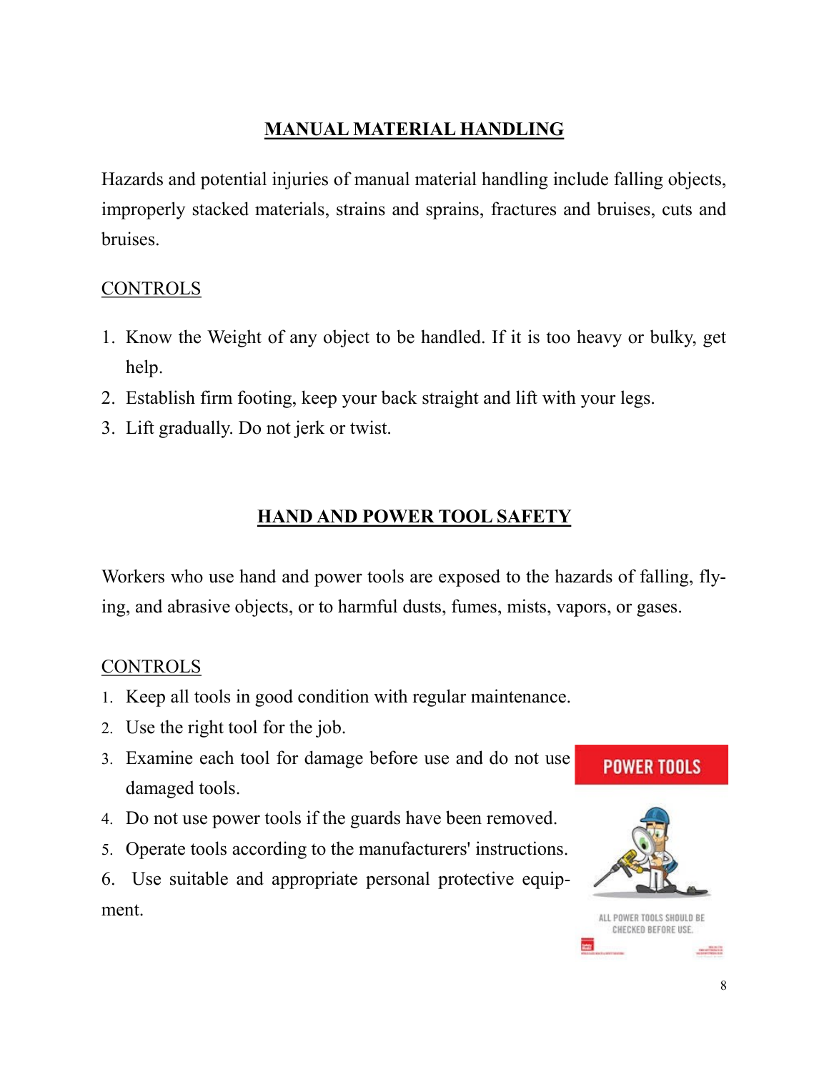## MANUAL MATERIAL HANDLING

Hazards and potential injuries of manual material handling include falling objects, improperly stacked materials, strains and sprains, fractures and bruises, cuts and bruises.

CONTROLS

1. Know the Weight of any object to be handled. If it is too heavy or bulky, get help.
2. Establish firm footing, keep your back straight and lift with your legs.
3. Lift gradually. Do not jerk or twist.

## HAND AND POWER TOOL SAFETY

Workers who use hand and power tools are exposed to the hazards of falling, flying, and abrasive objects, or to harmful dusts, fumes, mists, vapors, or gases.

CONTROLS

1. Keep all tools in good condition with regular maintenance.
2. Use the right tool for the job.
3. Examine each tool for damage before use and do not use damaged tools.
4. Do not use power tools if the guards have been removed.
5. Operate tools according to the manufacturers' instructions.
6. Use suitable and appropriate personal protective equipment.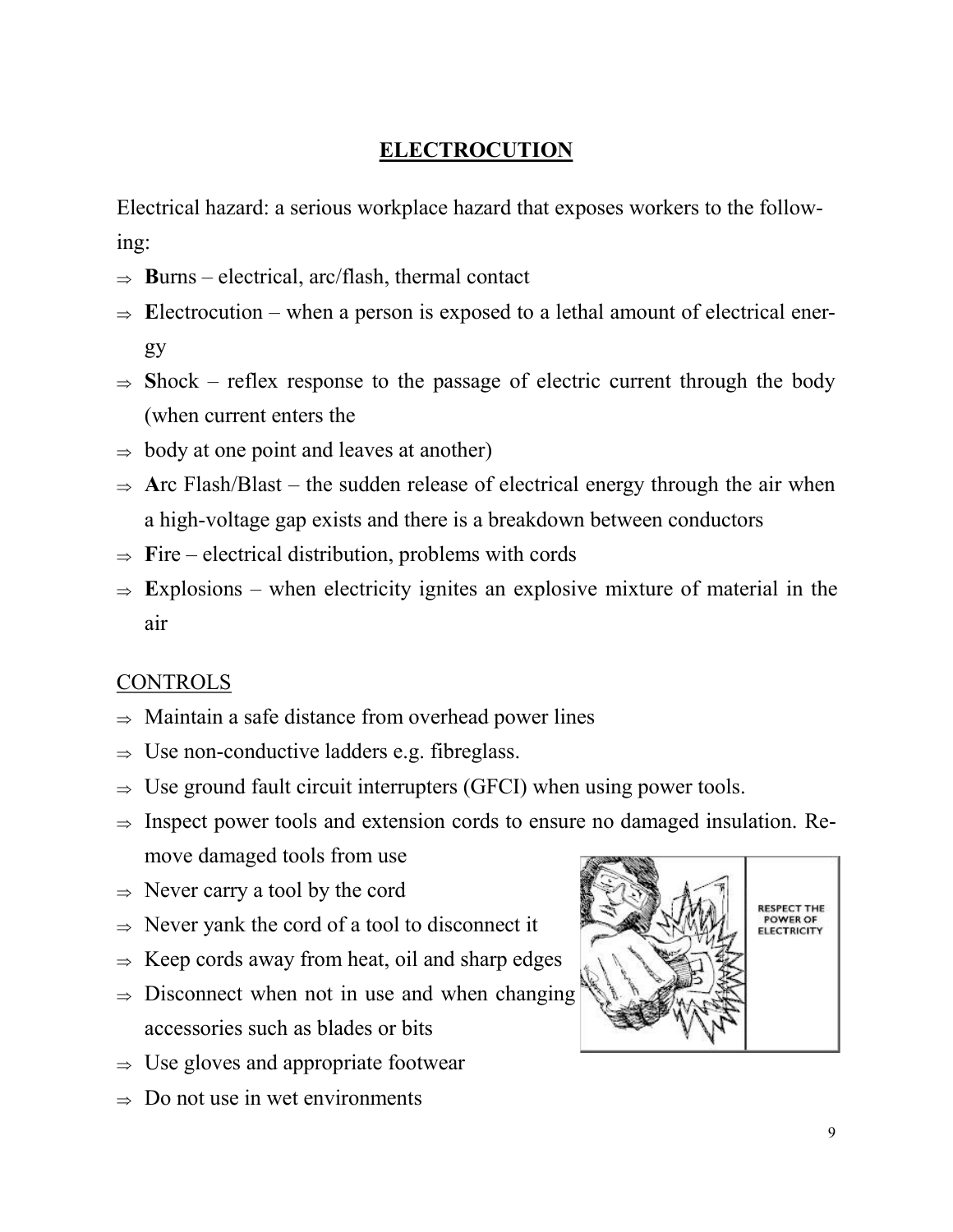# ELECTROCUTION

Electrical hazard: a serious workplace hazard that exposes workers to the following:

- **B**urns – electrical, arc/flash, thermal contact
- **E**lectrocution – when a person is exposed to a lethal amount of electrical energy
- **S**hock – reflex response to the passage of electric current through the body (when current enters the
- body at one point and leaves at another)
- **A**rc Flash/Blast – the sudden release of electrical energy through the air when a high-voltage gap exists and there is a breakdown between conductors
- **F**ire – electrical distribution, problems with cords
- **E**xplosions – when electricity ignites an explosive mixture of material in the air

## CONTROLS

- Maintain a safe distance from overhead power lines
- Use non-conductive ladders e.g. fibreglass.
- Use ground fault circuit interrupters (GFCI) when using power tools.
- Inspect power tools and extension cords to ensure no damaged insulation. Remove damaged tools from use
- Never carry a tool by the cord
- Never yank the cord of a tool to disconnect it
- Keep cords away from heat, oil and sharp edges
- Disconnect when not in use and when changing accessories such as blades or bits
- Use gloves and appropriate footwear
- Do not use in wet environments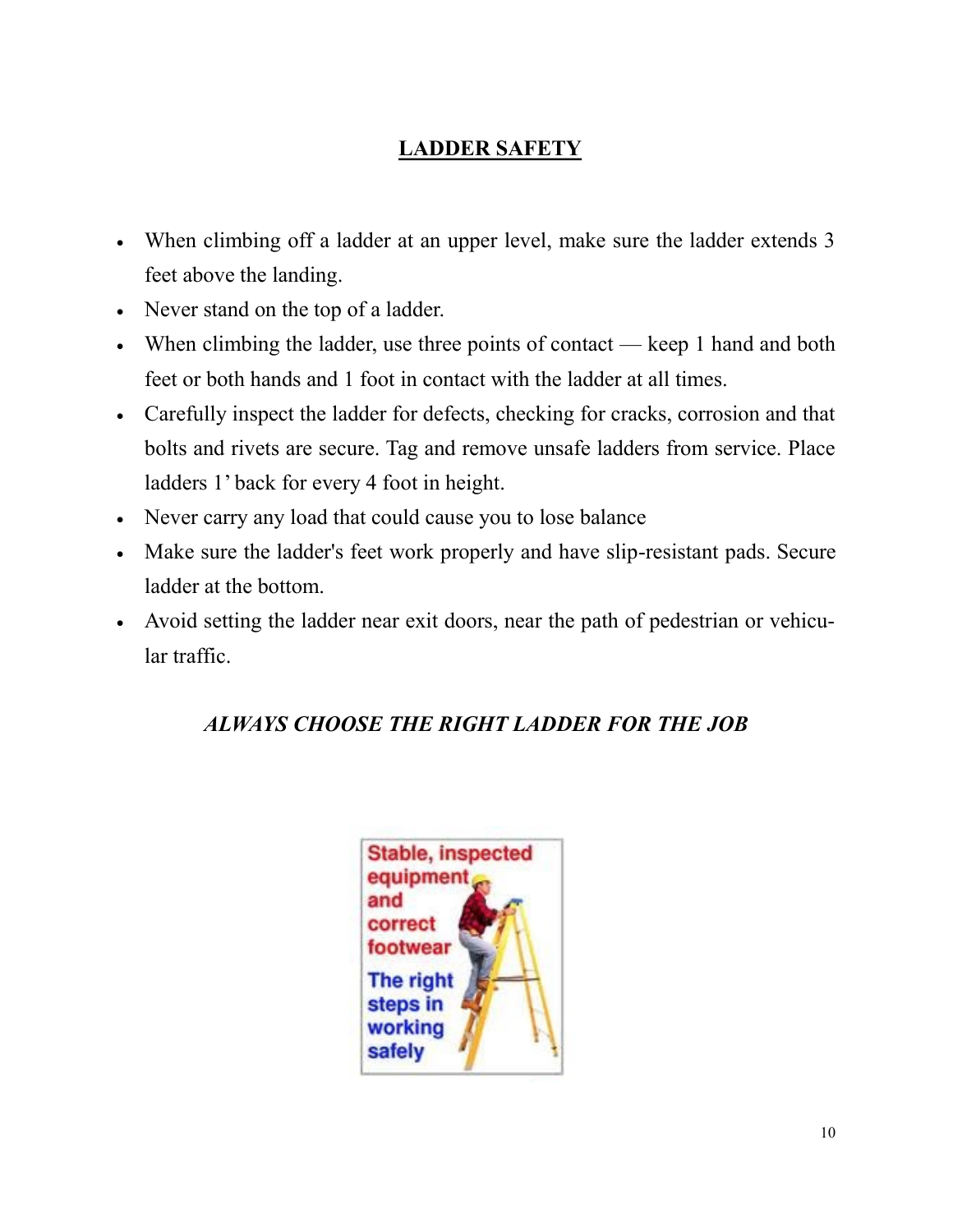## LADDER SAFETY

- When climbing off a ladder at an upper level, make sure the ladder extends 3 feet above the landing.
- Never stand on the top of a ladder.
- When climbing the ladder, use three points of contact — keep 1 hand and both feet or both hands and 1 foot in contact with the ladder at all times.
- Carefully inspect the ladder for defects, checking for cracks, corrosion and that bolts and rivets are secure. Tag and remove unsafe ladders from service. Place ladders 1' back for every 4 foot in height.
- Never carry any load that could cause you to lose balance
- Make sure the ladder's feet work properly and have slip-resistant pads. Secure ladder at the bottom.
- Avoid setting the ladder near exit doors, near the path of pedestrian or vehicular traffic.

***ALWAYS CHOOSE THE RIGHT LADDER FOR THE JOB***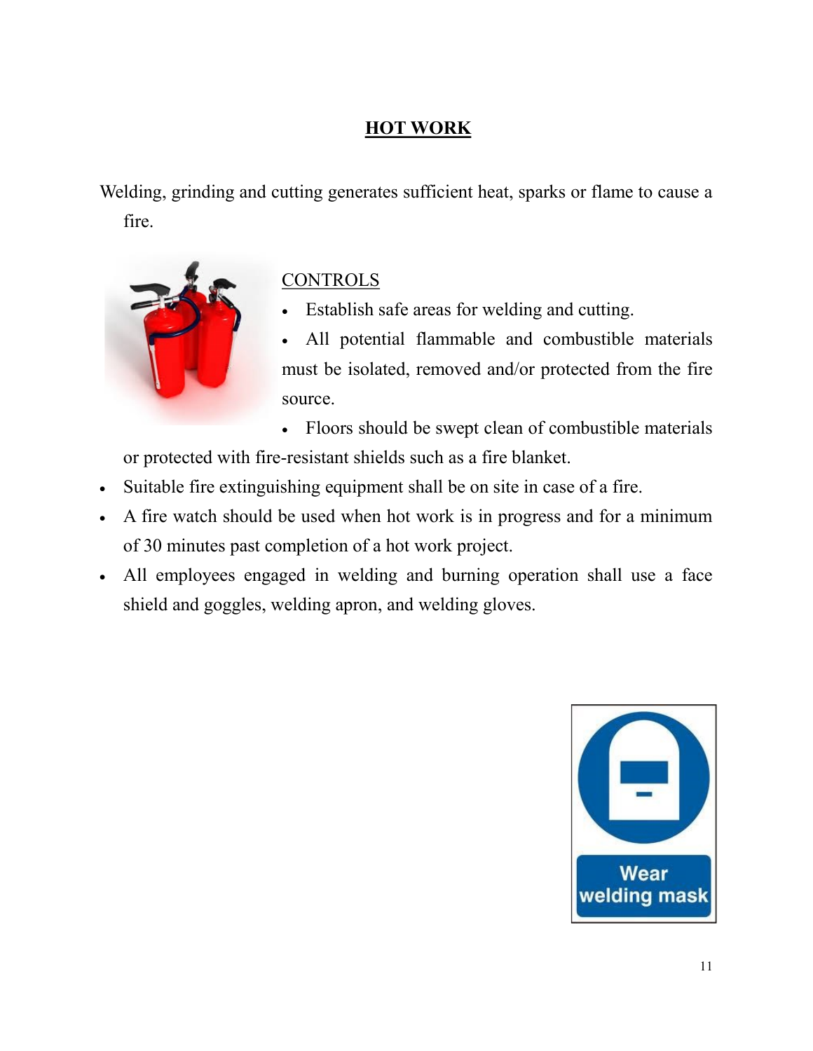# HOT WORK

Welding, grinding and cutting generates sufficient heat, sparks or flame to cause a fire.

## CONTROLS

- Establish safe areas for welding and cutting.
- All potential flammable and combustible materials must be isolated, removed and/or protected from the fire source.
- Floors should be swept clean of combustible materials or protected with fire-resistant shields such as a fire blanket.
- Suitable fire extinguishing equipment shall be on site in case of a fire.
- A fire watch should be used when hot work is in progress and for a minimum of 30 minutes past completion of a hot work project.
- All employees engaged in welding and burning operation shall use a face shield and goggles, welding apron, and welding gloves.

Wear welding mask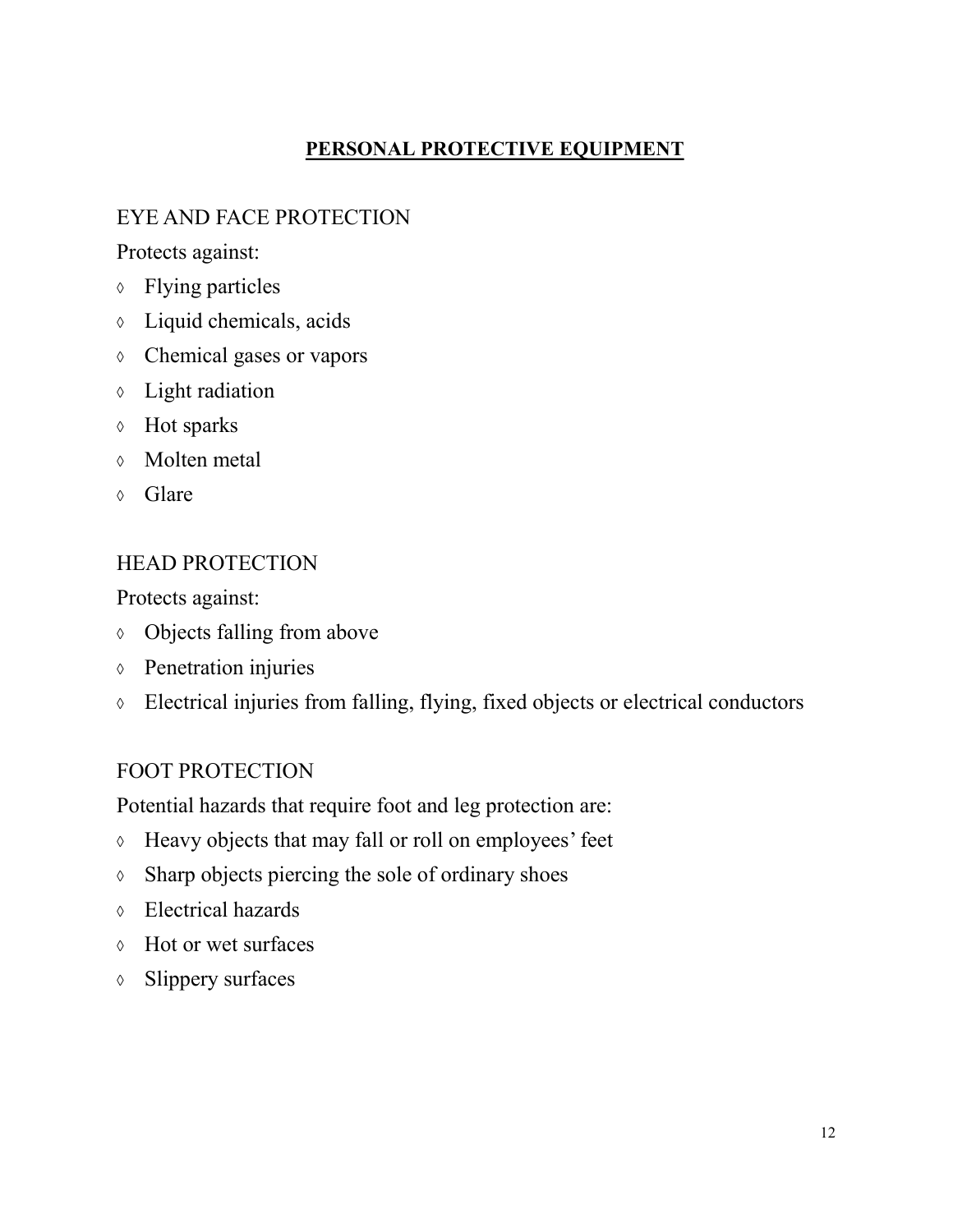# PERSONAL PROTECTIVE EQUIPMENT

## EYE AND FACE PROTECTION

Protects against:

- Flying particles
- Liquid chemicals, acids
- Chemical gases or vapors
- Light radiation
- Hot sparks
- Molten metal
- Glare

## HEAD PROTECTION

Protects against:

- Objects falling from above
- Penetration injuries
- Electrical injuries from falling, flying, fixed objects or electrical conductors

## FOOT PROTECTION

Potential hazards that require foot and leg protection are:

- Heavy objects that may fall or roll on employees' feet
- Sharp objects piercing the sole of ordinary shoes
- Electrical hazards
- Hot or wet surfaces
- Slippery surfaces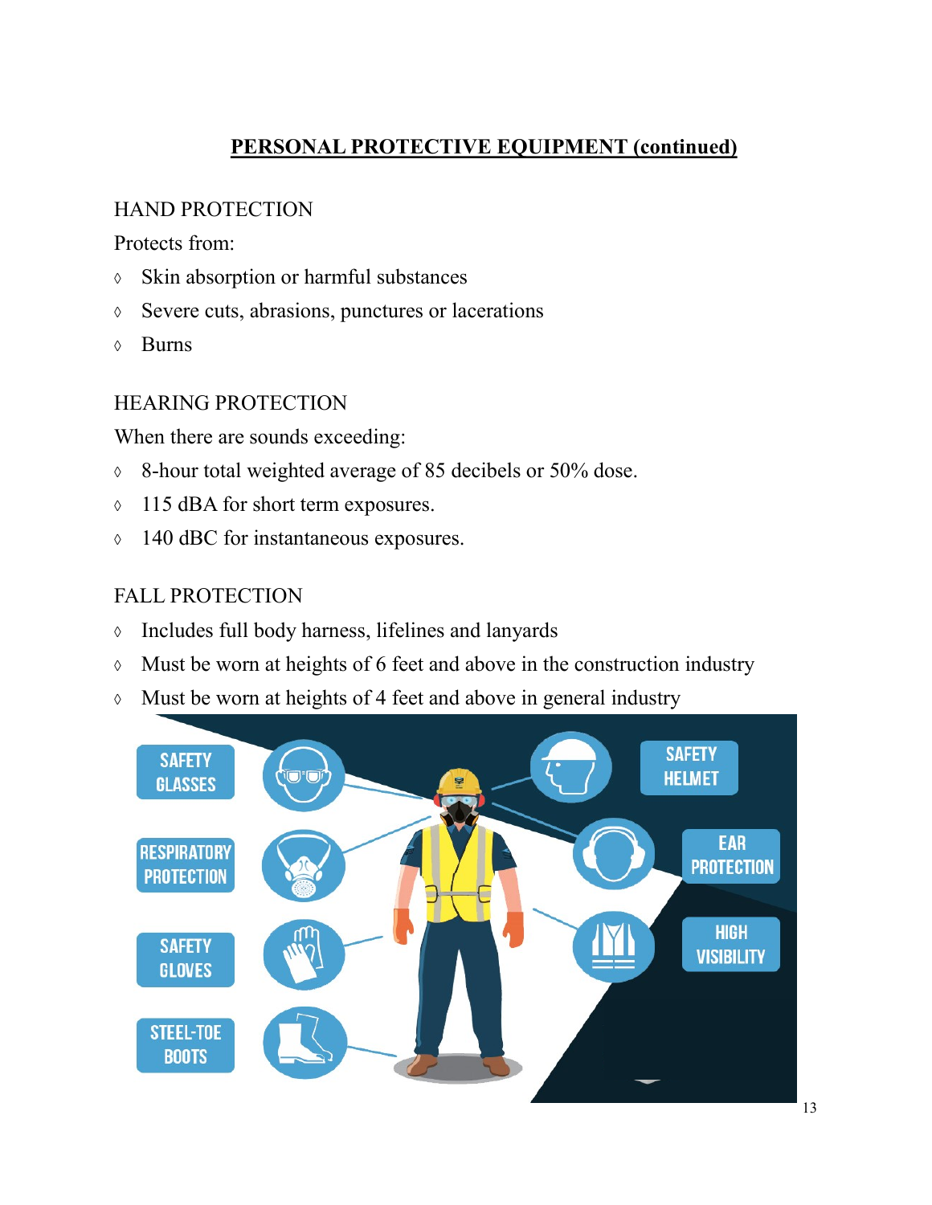## PERSONAL PROTECTIVE EQUIPMENT (continued)

### HAND PROTECTION

Protects from:

- Skin absorption or harmful substances
- Severe cuts, abrasions, punctures or lacerations
- Burns

### HEARING PROTECTION

When there are sounds exceeding:

- 8-hour total weighted average of 85 decibels or 50% dose.
- 115 dBA for short term exposures.
- 140 dBC for instantaneous exposures.

### FALL PROTECTION

- Includes full body harness, lifelines and lanyards
- Must be worn at heights of 6 feet and above in the construction industry
- Must be worn at heights of 4 feet and above in general industry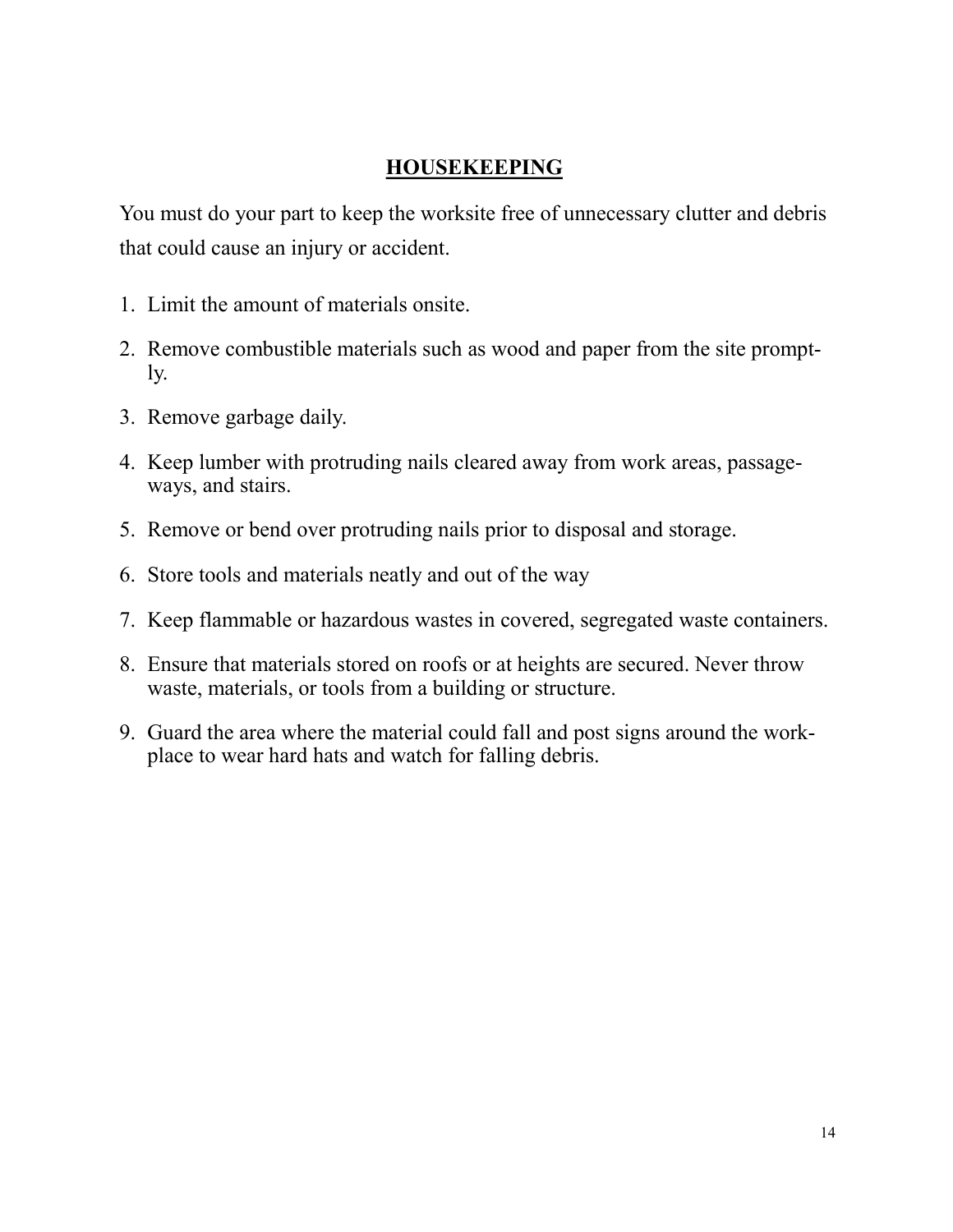## HOUSEKEEPING

You must do your part to keep the worksite free of unnecessary clutter and debris that could cause an injury or accident.

1. Limit the amount of materials onsite.
2. Remove combustible materials such as wood and paper from the site promptly.
3. Remove garbage daily.
4. Keep lumber with protruding nails cleared away from work areas, passageways, and stairs.
5. Remove or bend over protruding nails prior to disposal and storage.
6. Store tools and materials neatly and out of the way
7. Keep flammable or hazardous wastes in covered, segregated waste containers.
8. Ensure that materials stored on roofs or at heights are secured. Never throw waste, materials, or tools from a building or structure.
9. Guard the area where the material could fall and post signs around the workplace to wear hard hats and watch for falling debris.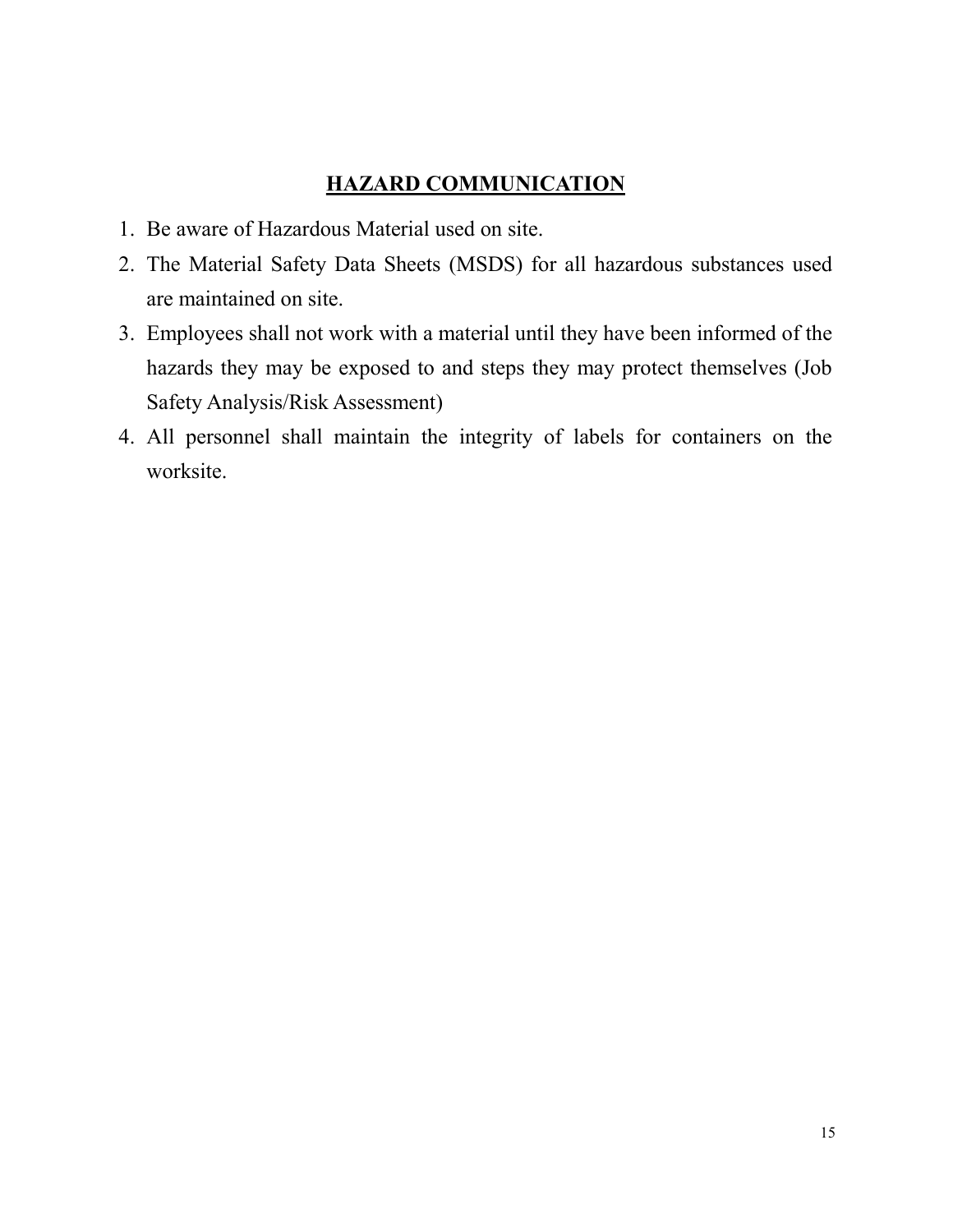## HAZARD COMMUNICATION

1. Be aware of Hazardous Material used on site.
2. The Material Safety Data Sheets (MSDS) for all hazardous substances used are maintained on site.
3. Employees shall not work with a material until they have been informed of the hazards they may be exposed to and steps they may protect themselves (Job Safety Analysis/Risk Assessment)
4. All personnel shall maintain the integrity of labels for containers on the worksite.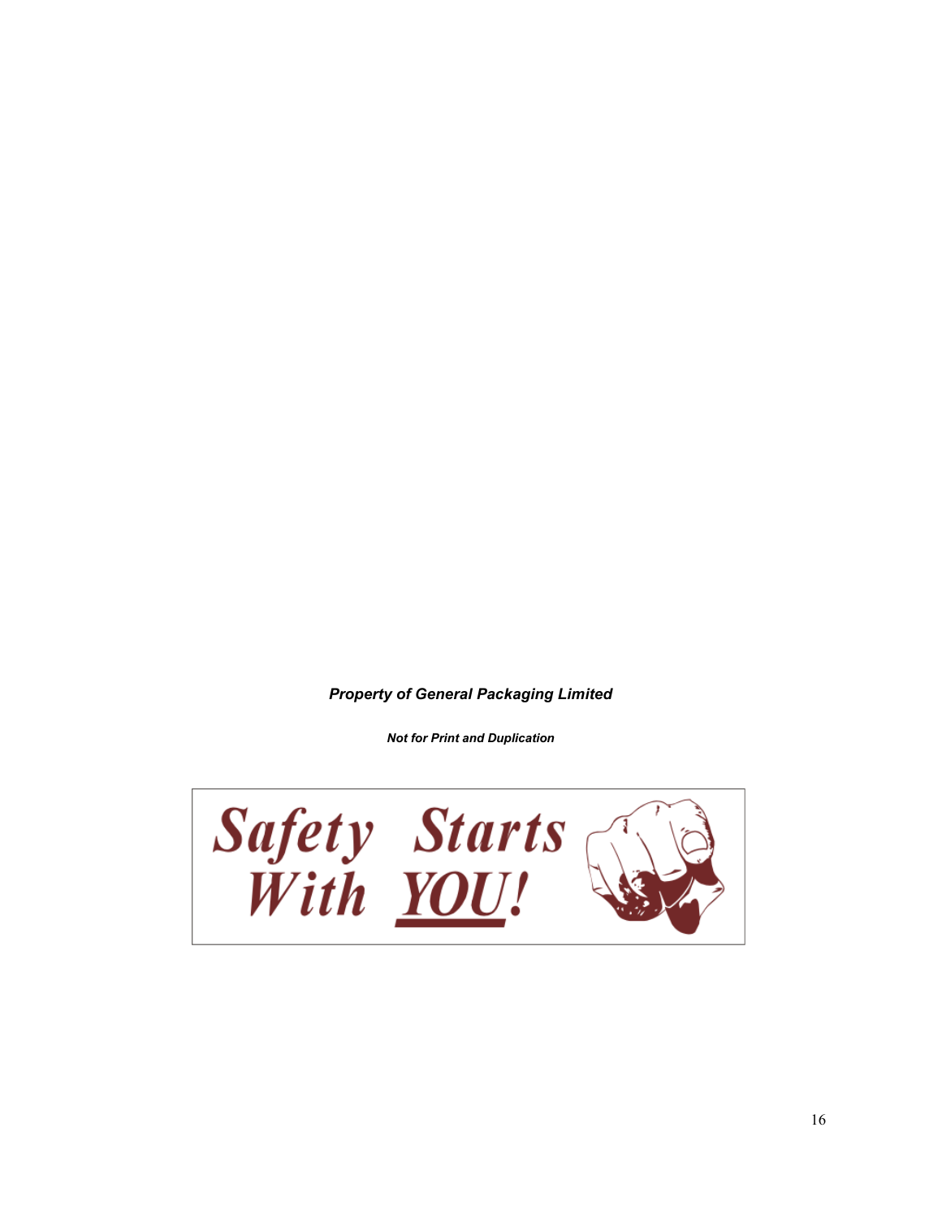***Property of General Packaging Limited***

***Not for Print and Duplication***

Safety Starts With YOU!